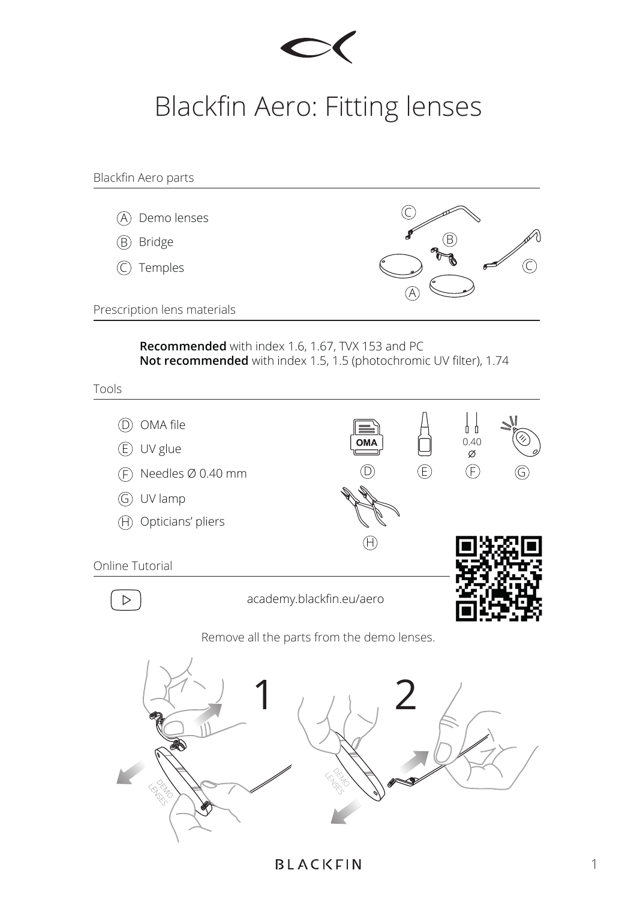# Blackfin Aero: Fitting lenses

## Blackfin Aero parts

- (A) Demo lenses
- (B) Bridge
- (C) Temples

## Prescription lens materials

**Recommended** with index 1.6, 1.67, TVX 153 and PC
**Not recommended** with index 1.5, 1.5 (photochromic UV filter), 1.74

## Tools

- (D) OMA file
- (E) UV glue
- (F) Needles Ø 0.40 mm
- (G) UV lamp
- (H) Opticians' pliers

## Online Tutorial

academy.blackfin.eu/aero

Remove all the parts from the demo lenses.

1

2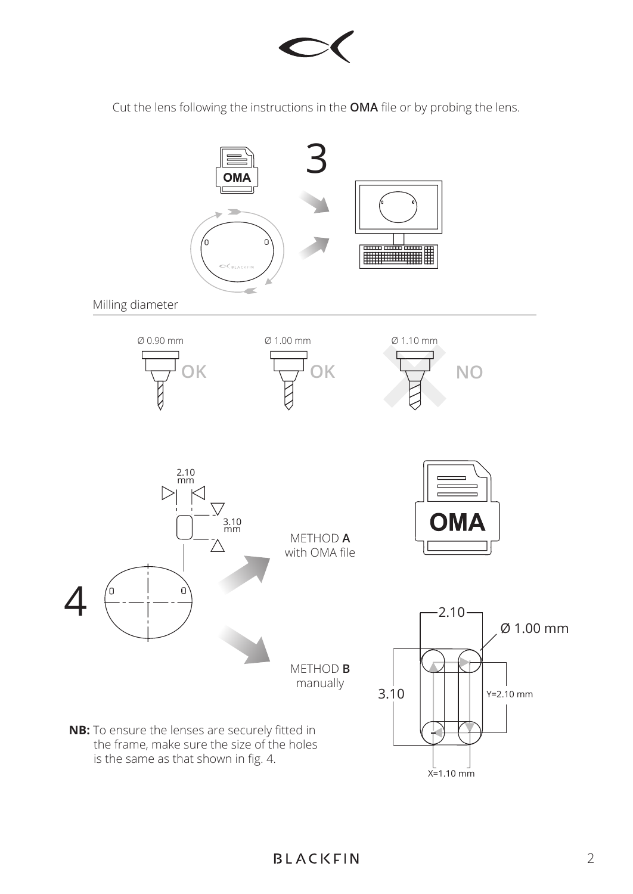Cut the lens following the instructions in the **OMA** file or by probing the lens.

3

OMA

Milling diameter

Ø 0.90 mm OK

Ø 1.00 mm OK

Ø 1.10 mm NO

4

2.10 mm

3.10 mm

METHOD **A**
with OMA file

OMA

METHOD **B**
manually

2.10

Ø 1.00 mm

3.10

Y=2.10 mm

X=1.10 mm

**NB:** To ensure the lenses are securely fitted in the frame, make sure the size of the holes is the same as that shown in fig. 4.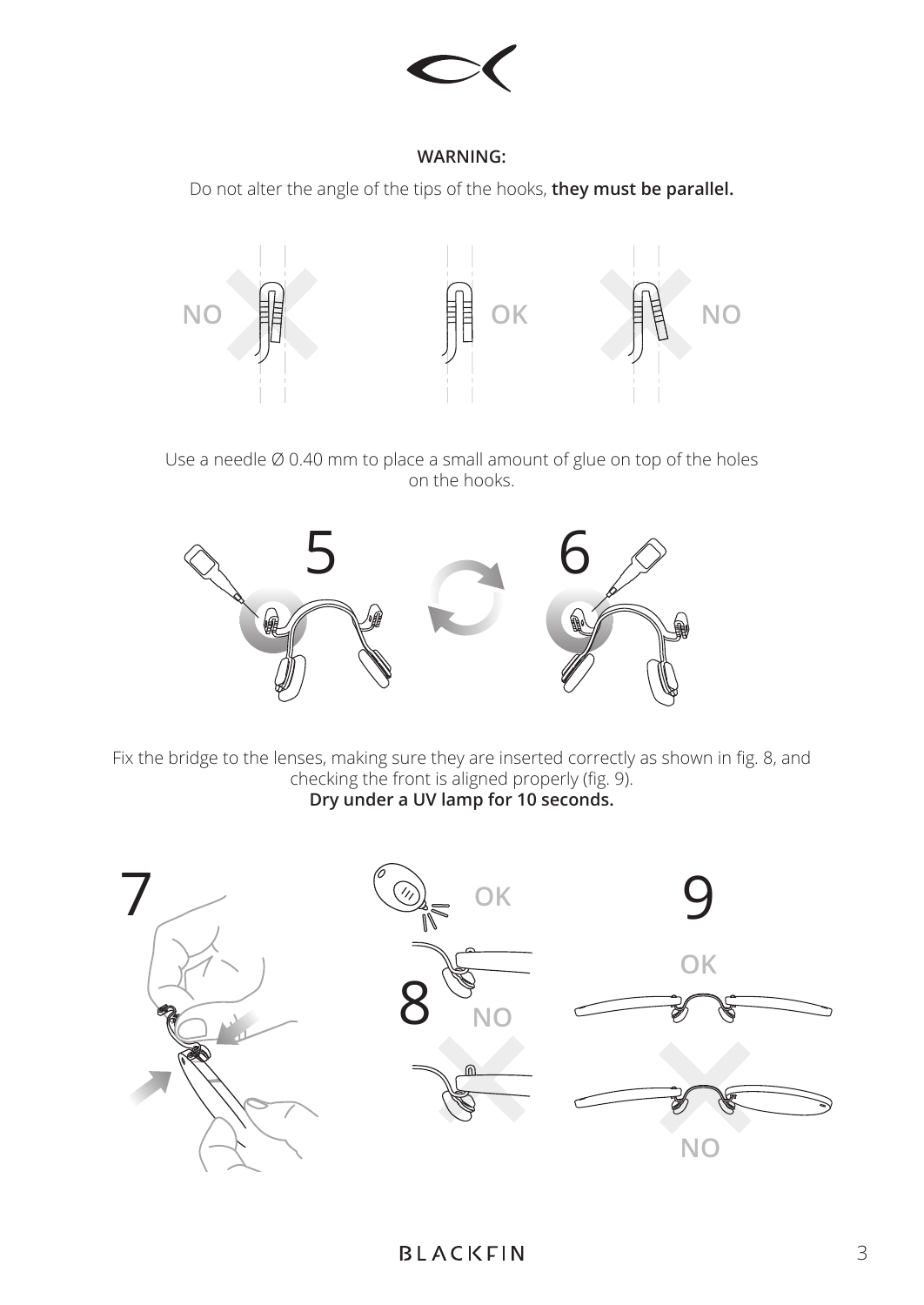**WARNING:**

Do not alter the angle of the tips of the hooks, **they must be parallel.**

NO OK NO

Use a needle Ø 0.40 mm to place a small amount of glue on top of the holes on the hooks.

5 6

Fix the bridge to the lenses, making sure they are inserted correctly as shown in fig. 8, and checking the front is aligned properly (fig. 9).
**Dry under a UV lamp for 10 seconds.**

7 8 9

OK NO OK NO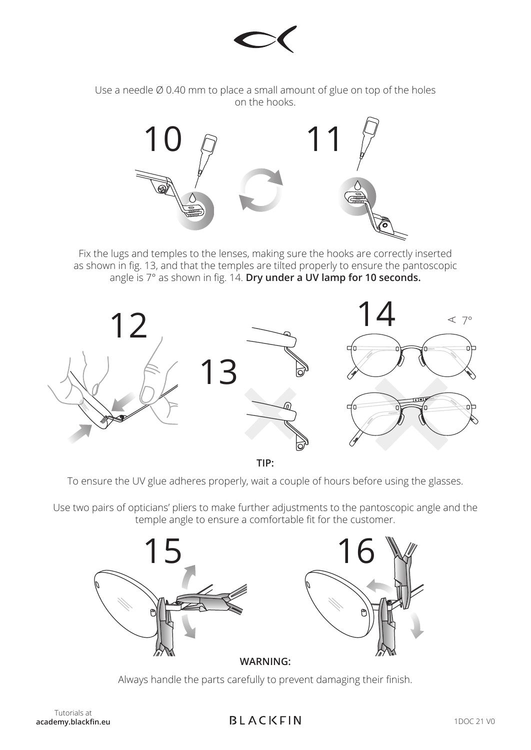Use a needle Ø 0.40 mm to place a small amount of glue on top of the holes on the hooks.

10

11

Fix the lugs and temples to the lenses, making sure the hooks are correctly inserted as shown in fig. 13, and that the temples are tilted properly to ensure the pantoscopic angle is 7° as shown in fig. 14. **Dry under a UV lamp for 10 seconds.**

12

13

14

∢ 7°

**TIP:**

To ensure the UV glue adheres properly, wait a couple of hours before using the glasses.

Use two pairs of opticians' pliers to make further adjustments to the pantoscopic angle and the temple angle to ensure a comfortable fit for the customer.

15

16

**WARNING:**

Always handle the parts carefully to prevent damaging their finish.

Tutorials at **academy.blackfin.eu**

BLACKFIN

1DOC 21 V0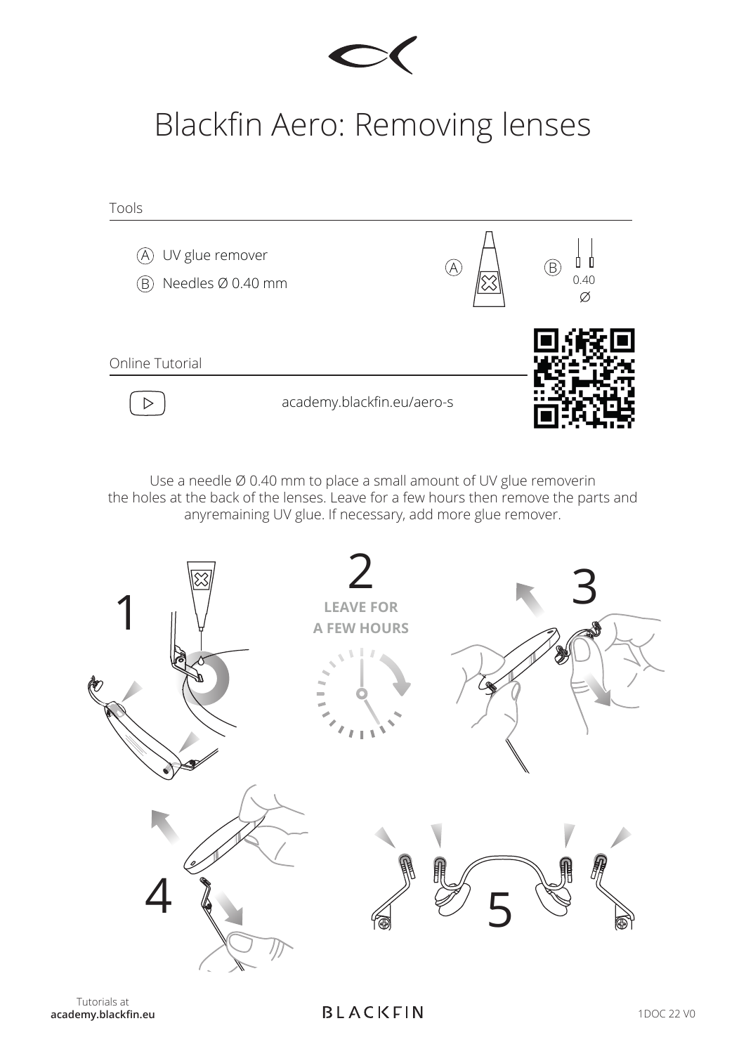# Blackfin Aero: Removing lenses

## Tools

Ⓐ UV glue remover

Ⓑ Needles Ø 0.40 mm

Ⓐ

Ⓑ 0.40 Ø

## Online Tutorial

academy.blackfin.eu/aero-s

Use a needle Ø 0.40 mm to place a small amount of UV glue removerin the holes at the back of the lenses. Leave for a few hours then remove the parts and anyremaining UV glue. If necessary, add more glue remover.

1

2

**LEAVE FOR A FEW HOURS**

3

4

5

Tutorials at **academy.blackfin.eu**

BLACKFIN

1DOC 22 V0